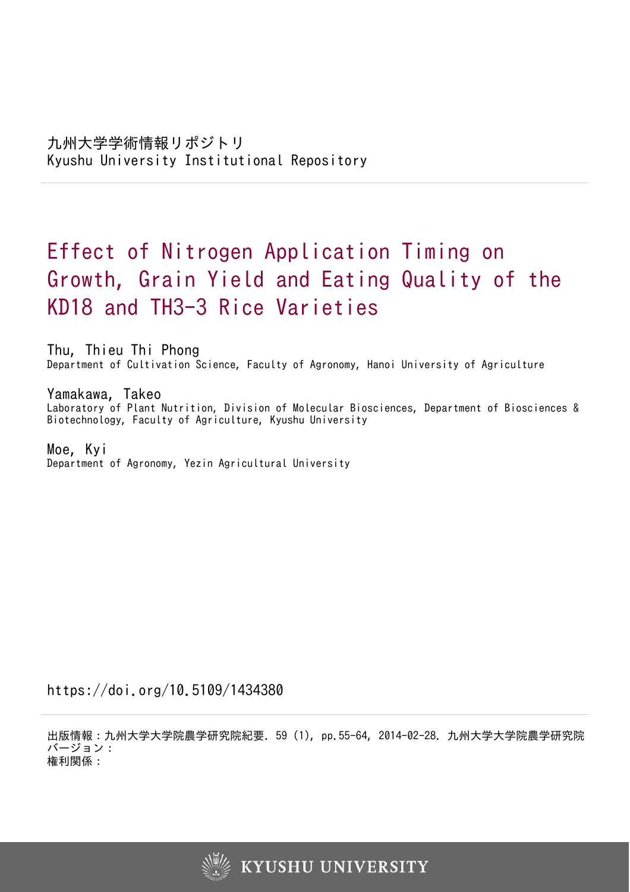九州大学学術情報リポジトリ
Kyushu University Institutional Repository

# Effect of Nitrogen Application Timing on Growth, Grain Yield and Eating Quality of the KD18 and TH3-3 Rice Varieties

Thu, Thieu Thi Phong
Department of Cultivation Science, Faculty of Agronomy, Hanoi University of Agriculture

Yamakawa, Takeo
Laboratory of Plant Nutrition, Division of Molecular Biosciences, Department of Biosciences & Biotechnology, Faculty of Agriculture, Kyushu University

Moe, Kyi
Department of Agronomy, Yezin Agricultural University

https://doi.org/10.5109/1434380

出版情報：九州大学大学院農学研究院紀要. 59 (1), pp.55-64, 2014-02-28. 九州大学大学院農学研究院
バージョン：
権利関係：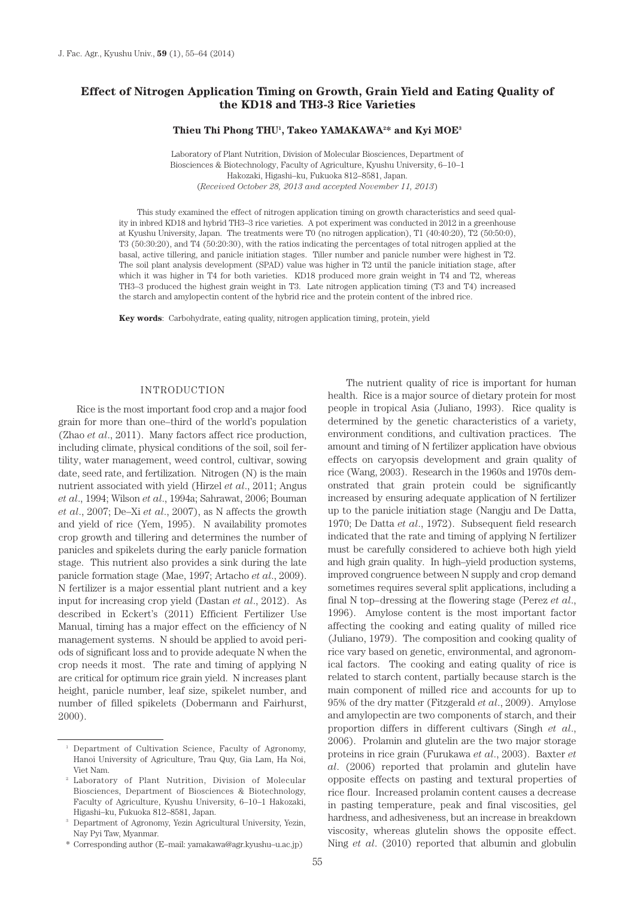# Effect of Nitrogen Application Timing on Growth, Grain Yield and Eating Quality of the KD18 and TH3-3 Rice Varieties

**Thieu Thi Phong THU[1], Takeo YAMAKAWA[2]* and Kyi MOE[3]**

Laboratory of Plant Nutrition, Division of Molecular Biosciences, Department of Biosciences & Biotechnology, Faculty of Agriculture, Kyushu University, 6–10–1 Hakozaki, Higashi–ku, Fukuoka 812–8581, Japan.
(*Received October 28, 2013 and accepted November 11, 2013*)

This study examined the effect of nitrogen application timing on growth characteristics and seed quality in inbred KD18 and hybrid TH3–3 rice varieties. A pot experiment was conducted in 2012 in a greenhouse at Kyushu University, Japan. The treatments were T0 (no nitrogen application), T1 (40:40:20), T2 (50:50:0), T3 (50:30:20), and T4 (50:20:30), with the ratios indicating the percentages of total nitrogen applied at the basal, active tillering, and panicle initiation stages. Tiller number and panicle number were highest in T2. The soil plant analysis development (SPAD) value was higher in T2 until the panicle initiation stage, after which it was higher in T4 for both varieties. KD18 produced more grain weight in T4 and T2, whereas TH3–3 produced the highest grain weight in T3. Late nitrogen application timing (T3 and T4) increased the starch and amylopectin content of the hybrid rice and the protein content of the inbred rice.

**Key words**: Carbohydrate, eating quality, nitrogen application timing, protein, yield

## INTRODUCTION

Rice is the most important food crop and a major food grain for more than one–third of the world's population (Zhao *et al*., 2011). Many factors affect rice production, including climate, physical conditions of the soil, soil fertility, water management, weed control, cultivar, sowing date, seed rate, and fertilization. Nitrogen (N) is the main nutrient associated with yield (Hirzel *et al*., 2011; Angus *et al*., 1994; Wilson *et al*., 1994a; Sahrawat, 2006; Bouman *et al*., 2007; De–Xi *et al*., 2007), as N affects the growth and yield of rice (Yem, 1995). N availability promotes crop growth and tillering and determines the number of panicles and spikelets during the early panicle formation stage. This nutrient also provides a sink during the late panicle formation stage (Mae, 1997; Artacho *et al*., 2009). N fertilizer is a major essential plant nutrient and a key input for increasing crop yield (Dastan *et al*., 2012). As described in Eckert's (2011) Efficient Fertilizer Use Manual, timing has a major effect on the efficiency of N management systems. N should be applied to avoid periods of significant loss and to provide adequate N when the crop needs it most. The rate and timing of applying N are critical for optimum rice grain yield. N increases plant height, panicle number, leaf size, spikelet number, and number of filled spikelets (Dobermann and Fairhurst, 2000).

The nutrient quality of rice is important for human health. Rice is a major source of dietary protein for most people in tropical Asia (Juliano, 1993). Rice quality is determined by the genetic characteristics of a variety, environment conditions, and cultivation practices. The amount and timing of N fertilizer application have obvious effects on caryopsis development and grain quality of rice (Wang, 2003). Research in the 1960s and 1970s demonstrated that grain protein could be significantly increased by ensuring adequate application of N fertilizer up to the panicle initiation stage (Nangju and De Datta, 1970; De Datta *et al*., 1972). Subsequent field research indicated that the rate and timing of applying N fertilizer must be carefully considered to achieve both high yield and high grain quality. In high–yield production systems, improved congruence between N supply and crop demand sometimes requires several split applications, including a final N top–dressing at the flowering stage (Perez *et al*., 1996). Amylose content is the most important factor affecting the cooking and eating quality of milled rice (Juliano, 1979). The composition and cooking quality of rice vary based on genetic, environmental, and agronomical factors. The cooking and eating quality of rice is related to starch content, partially because starch is the main component of milled rice and accounts for up to 95% of the dry matter (Fitzgerald *et al*., 2009). Amylose and amylopectin are two components of starch, and their proportion differs in different cultivars (Singh *et al*., 2006). Prolamin and glutelin are the two major storage proteins in rice grain (Furukawa *et al*., 2003). Baxter *et al*. (2006) reported that prolamin and glutelin have opposite effects on pasting and textural properties of rice flour. Increased prolamin content causes a decrease in pasting temperature, peak and final viscosities, gel hardness, and adhesiveness, but an increase in breakdown viscosity, whereas glutelin shows the opposite effect. Ning *et al*. (2010) reported that albumin and globulin

---

[1] Department of Cultivation Science, Faculty of Agronomy, Hanoi University of Agriculture, Trau Quy, Gia Lam, Ha Noi, Viet Nam.

[2] Laboratory of Plant Nutrition, Division of Molecular Biosciences, Department of Biosciences & Biotechnology, Faculty of Agriculture, Kyushu University, 6–10–1 Hakozaki, Higashi–ku, Fukuoka 812–8581, Japan.

[3] Department of Agronomy, Yezin Agricultural University, Yezin, Nay Pyi Taw, Myanmar.

\* Corresponding author (E–mail: yamakawa@agr.kyushu–u.ac.jp)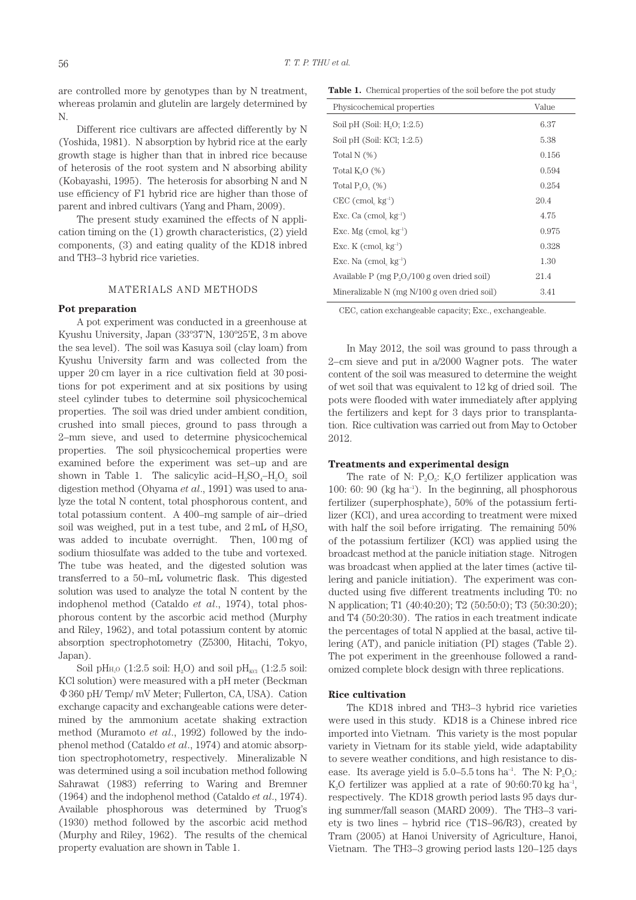are controlled more by genotypes than by N treatment, whereas prolamin and glutelin are largely determined by N.

Different rice cultivars are affected differently by N (Yoshida, 1981). N absorption by hybrid rice at the early growth stage is higher than that in inbred rice because of heterosis of the root system and N absorbing ability (Kobayashi, 1995). The heterosis for absorbing N and N use efficiency of F1 hybrid rice are higher than those of parent and inbred cultivars (Yang and Pham, 2009).

The present study examined the effects of N application timing on the (1) growth characteristics, (2) yield components, (3) and eating quality of the KD18 inbred and TH3–3 hybrid rice varieties.

## MATERIALS AND METHODS

### Pot preparation

A pot experiment was conducted in a greenhouse at Kyushu University, Japan (33°37'N, 130°25'E, 3 m above the sea level). The soil was Kasuya soil (clay loam) from Kyushu University farm and was collected from the upper 20 cm layer in a rice cultivation field at 30 positions for pot experiment and at six positions by using steel cylinder tubes to determine soil physicochemical properties. The soil was dried under ambient condition, crushed into small pieces, ground to pass through a 2–mm sieve, and used to determine physicochemical properties. The soil physicochemical properties were examined before the experiment was set–up and are shown in Table 1. The salicylic acid–$H_2SO_4$–$H_2O_2$ soil digestion method (Ohyama *et al.*, 1991) was used to analyze the total N content, total phosphorous content, and total potassium content. A 400–mg sample of air–dried soil was weighed, put in a test tube, and 2 mL of $H_2SO_4$ was added to incubate overnight. Then, 100 mg of sodium thiosulfate was added to the tube and vortexed. The tube was heated, and the digested solution was transferred to a 50–mL volumetric flask. This digested solution was used to analyze the total N content by the indophenol method (Cataldo *et al.*, 1974), total phosphorous content by the ascorbic acid method (Murphy and Riley, 1962), and total potassium content by atomic absorption spectrophotometry (Z5300, Hitachi, Tokyo, Japan).

Soil $pH_{H_2O}$ (1:2.5 soil: $H_2O$) and soil $pH_{KCl}$ (1:2.5 soil: KCl solution) were measured with a pH meter (Beckman Φ360 pH/ Temp/ mV Meter; Fullerton, CA, USA). Cation exchange capacity and exchangeable cations were determined by the ammonium acetate shaking extraction method (Muramoto *et al.*, 1992) followed by the indophenol method (Cataldo *et al.*, 1974) and atomic absorption spectrophotometry, respectively. Mineralizable N was determined using a soil incubation method following Sahrawat (1983) referring to Waring and Bremner (1964) and the indophenol method (Cataldo *et al.*, 1974). Available phosphorous was determined by Truog's (1930) method followed by the ascorbic acid method (Murphy and Riley, 1962). The results of the chemical property evaluation are shown in Table 1.

**Table 1.** Chemical properties of the soil before the pot study

| Physicochemical properties | Value |
|---|---|
| Soil pH (Soil: $H_2O$; 1:2.5) | 6.37 |
| Soil pH (Soil: KCl; 1:2.5) | 5.38 |
| Total N (%) | 0.156 |
| Total $K_2O$ (%) | 0.594 |
| Total $P_2O_5$ (%) | 0.254 |
| CEC ($cmol_c$ $kg^{-1}$) | 20.4 |
| Exc. Ca ($cmol_c$ $kg^{-1}$) | 4.75 |
| Exc. Mg ($cmol_c$ $kg^{-1}$) | 0.975 |
| Exc. K ($cmol_c$ $kg^{-1}$) | 0.328 |
| Exc. Na ($cmol_c$ $kg^{-1}$) | 1.30 |
| Available P (mg $P_2O_5$/100 g oven dried soil) | 21.4 |
| Mineralizable N (mg N/100 g oven dried soil) | 3.41 |

CEC, cation exchangeable capacity; Exc., exchangeable.

In May 2012, the soil was ground to pass through a 2–cm sieve and put in a/2000 Wagner pots. The water content of the soil was measured to determine the weight of wet soil that was equivalent to 12 kg of dried soil. The pots were flooded with water immediately after applying the fertilizers and kept for 3 days prior to transplantation. Rice cultivation was carried out from May to October 2012.

### Treatments and experimental design

The rate of N: $P_2O_5$: $K_2O$ fertilizer application was 100: 60: 90 (kg $ha^{-1}$). In the beginning, all phosphorous fertilizer (superphosphate), 50% of the potassium fertilizer (KCl), and urea according to treatment were mixed with half the soil before irrigating. The remaining 50% of the potassium fertilizer (KCl) was applied using the broadcast method at the panicle initiation stage. Nitrogen was broadcast when applied at the later times (active tillering and panicle initiation). The experiment was conducted using five different treatments including T0: no N application; T1 (40:40:20); T2 (50:50:0); T3 (50:30:20); and T4 (50:20:30). The ratios in each treatment indicate the percentages of total N applied at the basal, active tillering (AT), and panicle initiation (PI) stages (Table 2). The pot experiment in the greenhouse followed a randomized complete block design with three replications.

### Rice cultivation

The KD18 inbred and TH3–3 hybrid rice varieties were used in this study. KD18 is a Chinese inbred rice imported into Vietnam. This variety is the most popular variety in Vietnam for its stable yield, wide adaptability to severe weather conditions, and high resistance to disease. Its average yield is 5.0–5.5 tons $ha^{-1}$. The N: $P_2O_5$: $K_2O$ fertilizer was applied at a rate of 90:60:70 kg $ha^{-1}$, respectively. The KD18 growth period lasts 95 days during summer/fall season (MARD 2009). The TH3–3 variety is two lines – hybrid rice (T1S–96/R3), created by Tram (2005) at Hanoi University of Agriculture, Hanoi, Vietnam. The TH3–3 growing period lasts 120–125 days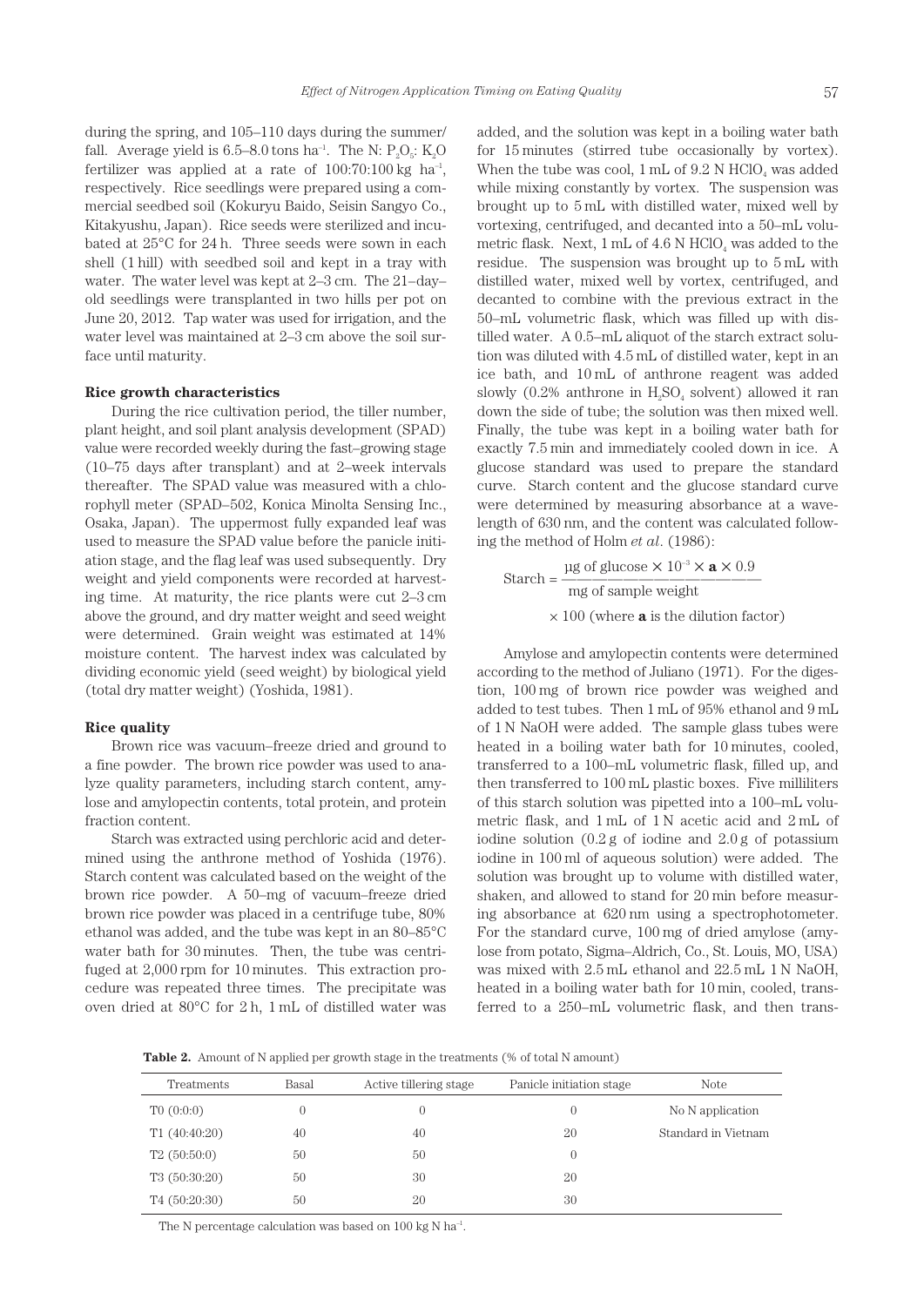during the spring, and 105–110 days during the summer/fall. Average yield is 6.5–8.0 tons ha$^{-1}$. The N: $P_2O_5$: $K_2O$ fertilizer was applied at a rate of 100:70:100 kg ha$^{-1}$, respectively. Rice seedlings were prepared using a commercial seedbed soil (Kokuryu Baido, Seisin Sangyo Co., Kitakyushu, Japan). Rice seeds were sterilized and incubated at 25°C for 24 h. Three seeds were sown in each shell (1 hill) with seedbed soil and kept in a tray with water. The water level was kept at 2–3 cm. The 21–day–old seedlings were transplanted in two hills per pot on June 20, 2012. Tap water was used for irrigation, and the water level was maintained at 2–3 cm above the soil surface until maturity.

**Rice growth characteristics**

During the rice cultivation period, the tiller number, plant height, and soil plant analysis development (SPAD) value were recorded weekly during the fast–growing stage (10–75 days after transplant) and at 2–week intervals thereafter. The SPAD value was measured with a chlorophyll meter (SPAD–502, Konica Minolta Sensing Inc., Osaka, Japan). The uppermost fully expanded leaf was used to measure the SPAD value before the panicle initiation stage, and the flag leaf was used subsequently. Dry weight and yield components were recorded at harvesting time. At maturity, the rice plants were cut 2–3 cm above the ground, and dry matter weight and seed weight were determined. Grain weight was estimated at 14% moisture content. The harvest index was calculated by dividing economic yield (seed weight) by biological yield (total dry matter weight) (Yoshida, 1981).

**Rice quality**

Brown rice was vacuum–freeze dried and ground to a fine powder. The brown rice powder was used to analyze quality parameters, including starch content, amylose and amylopectin contents, total protein, and protein fraction content.

Starch was extracted using perchloric acid and determined using the anthrone method of Yoshida (1976). Starch content was calculated based on the weight of the brown rice powder. A 50–mg of vacuum–freeze dried brown rice powder was placed in a centrifuge tube, 80% ethanol was added, and the tube was kept in an 80–85°C water bath for 30 minutes. Then, the tube was centrifuged at 2,000 rpm for 10 minutes. This extraction procedure was repeated three times. The precipitate was oven dried at 80°C for 2 h, 1 mL of distilled water was added, and the solution was kept in a boiling water bath for 15 minutes (stirred tube occasionally by vortex). When the tube was cool, 1 mL of 9.2 N $HClO_4$ was added while mixing constantly by vortex. The suspension was brought up to 5 mL with distilled water, mixed well by vortexing, centrifuged, and decanted into a 50–mL volumetric flask. Next, 1 mL of 4.6 N $HClO_4$ was added to the residue. The suspension was brought up to 5 mL with distilled water, mixed well by vortex, centrifuged, and decanted to combine with the previous extract in the 50–mL volumetric flask, which was filled up with distilled water. A 0.5–mL aliquot of the starch extract solution was diluted with 4.5 mL of distilled water, kept in an ice bath, and 10 mL of anthrone reagent was added slowly (0.2% anthrone in $H_2SO_4$ solvent) allowed it ran down the side of tube; the solution was then mixed well. Finally, the tube was kept in a boiling water bath for exactly 7.5 min and immediately cooled down in ice. A glucose standard was used to prepare the standard curve. Starch content and the glucose standard curve were determined by measuring absorbance at a wavelength of 630 nm, and the content was calculated following the method of Holm *et al.* (1986):

$$\text{Starch} = \frac{\mu\text{g of glucose} \times 10^{-3} \times \mathbf{a} \times 0.9}{\text{mg of sample weight}} \times 100 \text{ (where } \mathbf{a} \text{ is the dilution factor)}$$

Amylose and amylopectin contents were determined according to the method of Juliano (1971). For the digestion, 100 mg of brown rice powder was weighed and added to test tubes. Then 1 mL of 95% ethanol and 9 mL of 1 N NaOH were added. The sample glass tubes were heated in a boiling water bath for 10 minutes, cooled, transferred to a 100–mL volumetric flask, filled up, and then transferred to 100 mL plastic boxes. Five milliliters of this starch solution was pipetted into a 100–mL volumetric flask, and 1 mL of 1 N acetic acid and 2 mL of iodine solution (0.2 g of iodine and 2.0 g of potassium iodine in 100 ml of aqueous solution) were added. The solution was brought up to volume with distilled water, shaken, and allowed to stand for 20 min before measuring absorbance at 620 nm using a spectrophotometer. For the standard curve, 100 mg of dried amylose (amylose from potato, Sigma–Aldrich, Co., St. Louis, MO, USA) was mixed with 2.5 mL ethanol and 22.5 mL 1 N NaOH, heated in a boiling water bath for 10 min, cooled, transferred to a 250–mL volumetric flask, and then trans-

**Table 2.** Amount of N applied per growth stage in the treatments (% of total N amount)

| Treatments | Basal | Active tillering stage | Panicle initiation stage | Note |
|---|---|---|---|---|
| T0 (0:0:0) | 0 | 0 | 0 | No N application |
| T1 (40:40:20) | 40 | 40 | 20 | Standard in Vietnam |
| T2 (50:50:0) | 50 | 50 | 0 | |
| T3 (50:30:20) | 50 | 30 | 20 | |
| T4 (50:20:30) | 50 | 20 | 30 | |

The N percentage calculation was based on 100 kg N ha$^{-1}$.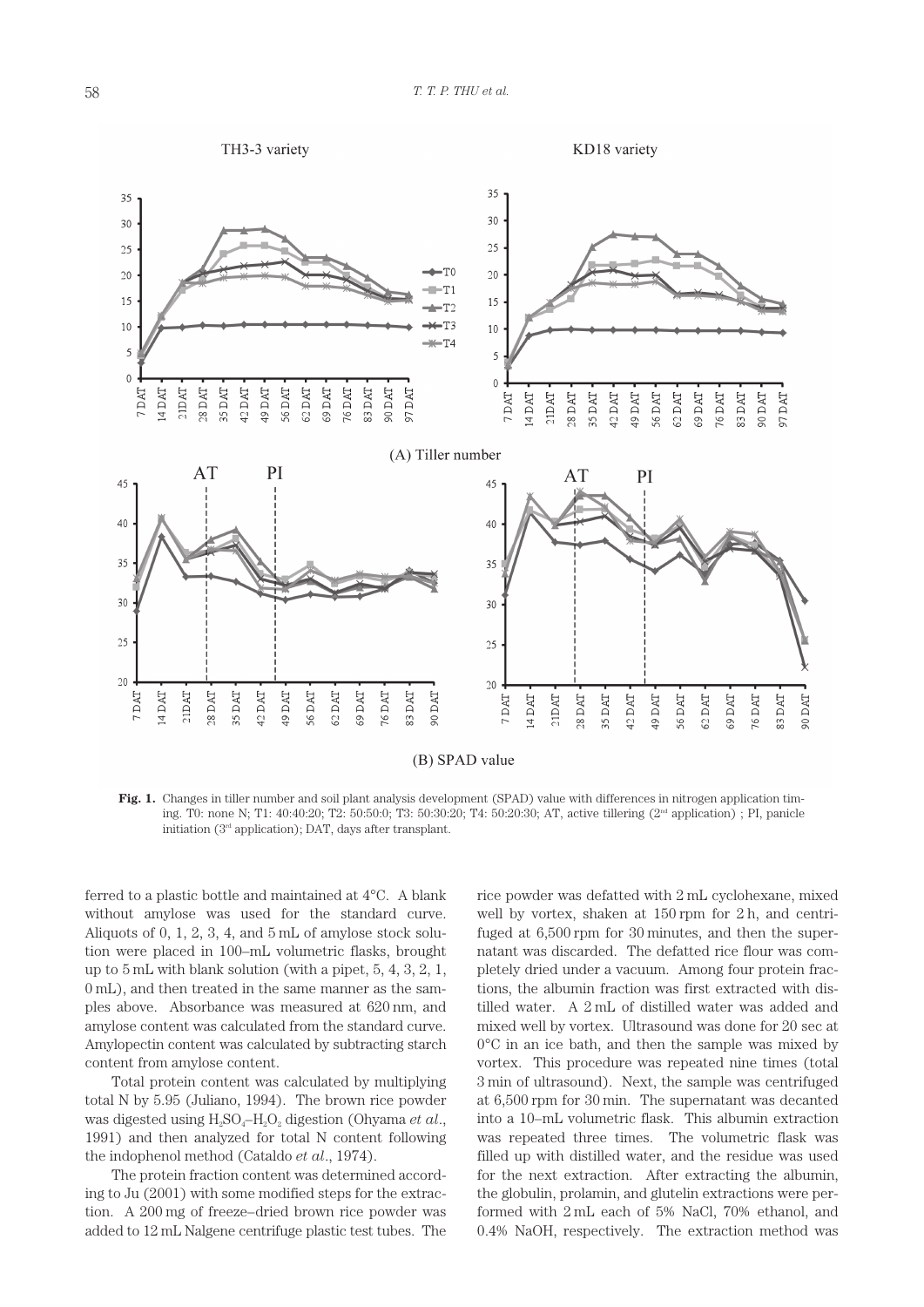Fig. 1. Changes in tiller number and soil plant analysis development (SPAD) value with differences in nitrogen application timing. T0: none N; T1: 40:40:20; T2: 50:50:0; T3: 50:30:20; T4: 50:20:30; AT, active tillering (2[nd] application) ; PI, panicle initiation (3[rd] application); DAT, days after transplant.

ferred to a plastic bottle and maintained at 4°C. A blank without amylose was used for the standard curve. Aliquots of 0, 1, 2, 3, 4, and 5 mL of amylose stock solution were placed in 100–mL volumetric flasks, brought up to 5 mL with blank solution (with a pipet, 5, 4, 3, 2, 1, 0 mL), and then treated in the same manner as the samples above. Absorbance was measured at 620 nm, and amylose content was calculated from the standard curve. Amylopectin content was calculated by subtracting starch content from amylose content.

Total protein content was calculated by multiplying total N by 5.95 (Juliano, 1994). The brown rice powder was digested using $H_2SO_4$–$H_2O_2$ digestion (Ohyama *et al.*, 1991) and then analyzed for total N content following the indophenol method (Cataldo *et al.*, 1974).

The protein fraction content was determined according to Ju (2001) with some modified steps for the extraction. A 200 mg of freeze–dried brown rice powder was added to 12 mL Nalgene centrifuge plastic test tubes. The rice powder was defatted with 2 mL cyclohexane, mixed well by vortex, shaken at 150 rpm for 2 h, and centrifuged at 6,500 rpm for 30 minutes, and then the supernatant was discarded. The defatted rice flour was completely dried under a vacuum. Among four protein fractions, the albumin fraction was first extracted with distilled water. A 2 mL of distilled water was added and mixed well by vortex. Ultrasound was done for 20 sec at 0°C in an ice bath, and then the sample was mixed by vortex. This procedure was repeated nine times (total 3 min of ultrasound). Next, the sample was centrifuged at 6,500 rpm for 30 min. The supernatant was decanted into a 10–mL volumetric flask. This albumin extraction was repeated three times. The volumetric flask was filled up with distilled water, and the residue was used for the next extraction. After extracting the albumin, the globulin, prolamin, and glutelin extractions were performed with 2 mL each of 5% NaCl, 70% ethanol, and 0.4% NaOH, respectively. The extraction method was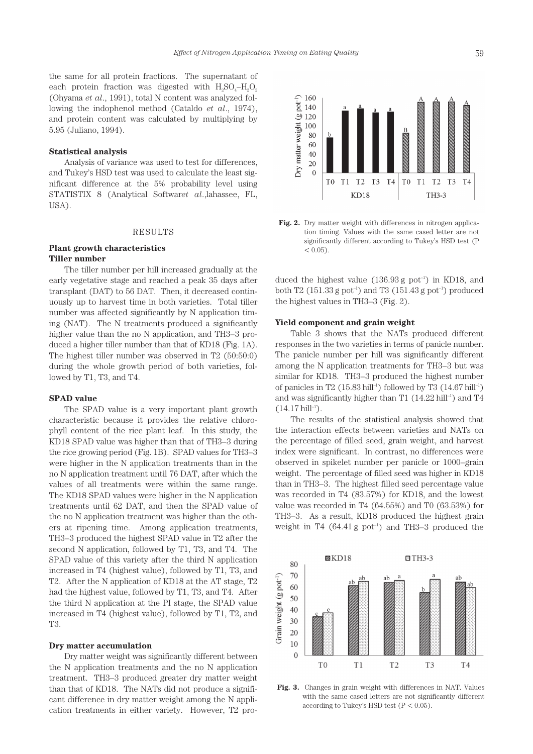the same for all protein fractions. The supernatant of each protein fraction was digested with $H_2SO_4$–$H_2O_2$ (Ohyama *et al*., 1991), total N content was analyzed following the indophenol method (Cataldo *et al*., 1974), and protein content was calculated by multiplying by 5.95 (Juliano, 1994).

**Statistical analysis**

Analysis of variance was used to test for differences, and Tukey's HSD test was used to calculate the least significant difference at the 5% probability level using STATISTIX 8 (Analytical Softwar*et al*.,lahassee, FL, USA).

## RESULTS

**Plant growth characteristics**

**Tiller number**

The tiller number per hill increased gradually at the early vegetative stage and reached a peak 35 days after transplant (DAT) to 56 DAT. Then, it decreased continuously up to harvest time in both varieties. Total tiller number was affected significantly by N application timing (NAT). The N treatments produced a significantly higher value than the no N application, and TH3–3 produced a higher tiller number than that of KD18 (Fig. 1A). The highest tiller number was observed in T2 (50:50:0) during the whole growth period of both varieties, followed by T1, T3, and T4.

**SPAD value**

The SPAD value is a very important plant growth characteristic because it provides the relative chlorophyll content of the rice plant leaf. In this study, the KD18 SPAD value was higher than that of TH3–3 during the rice growing period (Fig. 1B). SPAD values for TH3–3 were higher in the N application treatments than in the no N application treatment until 76 DAT, after which the values of all treatments were within the same range. The KD18 SPAD values were higher in the N application treatments until 62 DAT, and then the SPAD value of the no N application treatment was higher than the others at ripening time. Among application treatments, TH3–3 produced the highest SPAD value in T2 after the second N application, followed by T1, T3, and T4. The SPAD value of this variety after the third N application increased in T4 (highest value), followed by T1, T3, and T2. After the N application of KD18 at the AT stage, T2 had the highest value, followed by T1, T3, and T4. After the third N application at the PI stage, the SPAD value increased in T4 (highest value), followed by T1, T2, and T3.

**Dry matter accumulation**

Dry matter weight was significantly different between the N application treatments and the no N application treatment. TH3–3 produced greater dry matter weight than that of KD18. The NATs did not produce a significant difference in dry matter weight among the N application treatments in either variety. However, T2 produced the highest value (136.93 g pot$^{-1}$) in KD18, and both T2 (151.33 g pot$^{-1}$) and T3 (151.43 g pot$^{-1}$) produced the highest values in TH3–3 (Fig. 2).

**Fig. 2.** Dry matter weight with differences in nitrogen application timing. Values with the same cased letter are not significantly different according to Tukey's HSD test ($P < 0.05$).

**Yield component and grain weight**

Table 3 shows that the NATs produced different responses in the two varieties in terms of panicle number. The panicle number per hill was significantly different among the N application treatments for TH3–3 but was similar for KD18. TH3–3 produced the highest number of panicles in T2 (15.83 hill$^{-1}$) followed by T3 (14.67 hill$^{-1}$) and was significantly higher than T1 (14.22 hill$^{-1}$) and T4 (14.17 hill$^{-1}$).

The results of the statistical analysis showed that the interaction effects between varieties and NATs on the percentage of filled seed, grain weight, and harvest index were significant. In contrast, no differences were observed in spikelet number per panicle or 1000–grain weight. The percentage of filled seed was higher in KD18 than in TH3–3. The highest filled seed percentage value was recorded in T4 (83.57%) for KD18, and the lowest value was recorded in T4 (64.55%) and T0 (63.53%) for TH3–3. As a result, KD18 produced the highest grain weight in T4 (64.41 g pot$^{-1}$) and TH3–3 produced the

**Fig. 3.** Changes in grain weight with differences in NAT. Values with the same cased letters are not significantly different according to Tukey's HSD test ($P < 0.05$).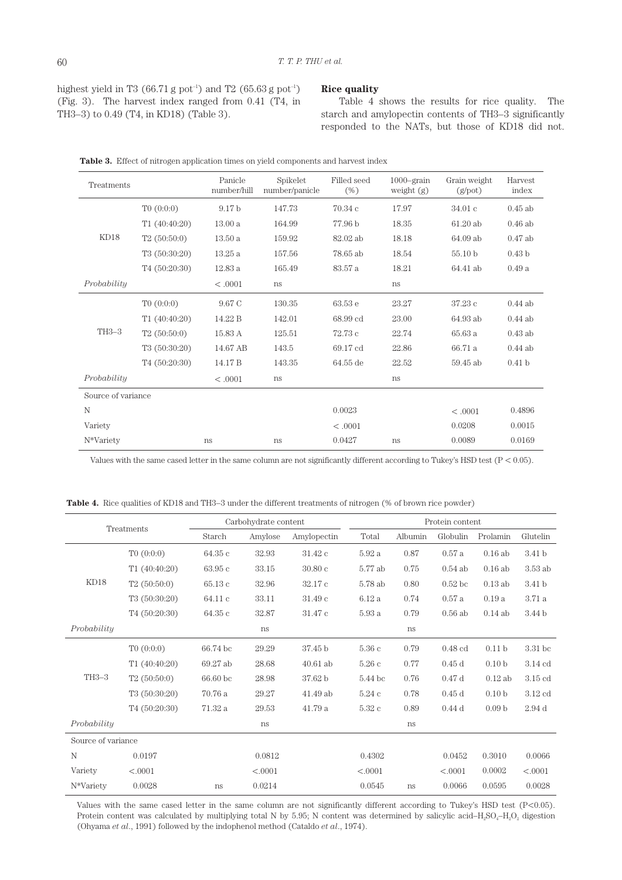highest yield in T3 (66.71 g pot$^{-1}$) and T2 (65.63 g pot$^{-1}$) (Fig. 3). The harvest index ranged from 0.41 (T4, in TH3–3) to 0.49 (T4, in KD18) (Table 3).

**Rice quality**

Table 4 shows the results for rice quality. The starch and amylopectin contents of TH3–3 significantly responded to the NATs, but those of KD18 did not.

**Table 3.** Effect of nitrogen application times on yield components and harvest index

| Treatments | | Panicle number/hill | Spikelet number/panicle | Filled seed (%) | 1000–grain weight (g) | Grain weight (g/pot) | Harvest index |
|---|---|---|---|---|---|---|---|
| KD18 | T0 (0:0:0) | 9.17 b | 147.73 | 70.34 c | 17.97 | 34.01 c | 0.45 ab |
| | T1 (40:40:20) | 13.00 a | 164.99 | 77.96 b | 18.35 | 61.20 ab | 0.46 ab |
| | T2 (50:50:0) | 13.50 a | 159.92 | 82.02 ab | 18.18 | 64.09 ab | 0.47 ab |
| | T3 (50:30:20) | 13.25 a | 157.56 | 78.65 ab | 18.54 | 55.10 b | 0.43 b |
| | T4 (50:20:30) | 12.83 a | 165.49 | 83.57 a | 18.21 | 64.41 ab | 0.49 a |
| *Probability* | | < .0001 | ns | | ns | | |
| TH3–3 | T0 (0:0:0) | 9.67 C | 130.35 | 63.53 e | 23.27 | 37.23 c | 0.44 ab |
| | T1 (40:40:20) | 14.22 B | 142.01 | 68.99 cd | 23.00 | 64.93 ab | 0.44 ab |
| | T2 (50:50:0) | 15.83 A | 125.51 | 72.73 c | 22.74 | 65.63 a | 0.43 ab |
| | T3 (50:30:20) | 14.67 AB | 143.5 | 69.17 cd | 22.86 | 66.71 a | 0.44 ab |
| | T4 (50:20:30) | 14.17 B | 143.35 | 64.55 de | 22.52 | 59.45 ab | 0.41 b |
| *Probability* | | < .0001 | ns | | ns | | |
| Source of variance | | | | | | | |
| N | | | | 0.0023 | | < .0001 | 0.4896 |
| Variety | | | | < .0001 | | 0.0208 | 0.0015 |
| N*Variety | | ns | ns | 0.0427 | ns | 0.0089 | 0.0169 |

Values with the same cased letter in the same column are not significantly different according to Tukey's HSD test ($P < 0.05$).

**Table 4.** Rice qualities of KD18 and TH3–3 under the different treatments of nitrogen (% of brown rice powder)

| Treatments | | Carbohydrate content | | | Protein content | | | | |
|---|---|---|---|---|---|---|---|---|---|
| | | Starch | Amylose | Amylopectin | Total | Albumin | Globulin | Prolamin | Glutelin |
| KD18 | T0 (0:0:0) | 64.35 c | 32.93 | 31.42 c | 5.92 a | 0.87 | 0.57 a | 0.16 ab | 3.41 b |
| | T1 (40:40:20) | 63.95 c | 33.15 | 30.80 c | 5.77 ab | 0.75 | 0.54 ab | 0.16 ab | 3.53 ab |
| | T2 (50:50:0) | 65.13 c | 32.96 | 32.17 c | 5.78 ab | 0.80 | 0.52 bc | 0.13 ab | 3.41 b |
| | T3 (50:30:20) | 64.11 c | 33.11 | 31.49 c | 6.12 a | 0.74 | 0.57 a | 0.19 a | 3.71 a |
| | T4 (50:20:30) | 64.35 c | 32.87 | 31.47 c | 5.93 a | 0.79 | 0.56 ab | 0.14 ab | 3.44 b |
| *Probability* | | | ns | | | ns | | | |
| TH3–3 | T0 (0:0:0) | 66.74 bc | 29.29 | 37.45 b | 5.36 c | 0.79 | 0.48 cd | 0.11 b | 3.31 bc |
| | T1 (40:40:20) | 69.27 ab | 28.68 | 40.61 ab | 5.26 c | 0.77 | 0.45 d | 0.10 b | 3.14 cd |
| | T2 (50:50:0) | 66.60 bc | 28.98 | 37.62 b | 5.44 bc | 0.76 | 0.47 d | 0.12 ab | 3.15 cd |
| | T3 (50:30:20) | 70.76 a | 29.27 | 41.49 ab | 5.24 c | 0.78 | 0.45 d | 0.10 b | 3.12 cd |
| | T4 (50:20:30) | 71.32 a | 29.53 | 41.79 a | 5.32 c | 0.89 | 0.44 d | 0.09 b | 2.94 d |
| *Probability* | | | ns | | | ns | | | |
| Source of variance | | | | | | | | | |
| N | 0.0197 | | 0.0812 | | 0.4302 | | 0.0452 | 0.3010 | 0.0066 |
| Variety | <.0001 | | <.0001 | | <.0001 | | <.0001 | 0.0002 | <.0001 |
| N*Variety | 0.0028 | ns | 0.0214 | | 0.0545 | ns | 0.0066 | 0.0595 | 0.0028 |

Values with the same cased letter in the same column are not significantly different according to Tukey's HSD test ($P<0.05$). Protein content was calculated by multiplying total N by 5.95; N content was determined by salicylic acid–$H_2SO_4$–$H_2O_2$ digestion (Ohyama *et al.*, 1991) followed by the indophenol method (Cataldo *et al.*, 1974).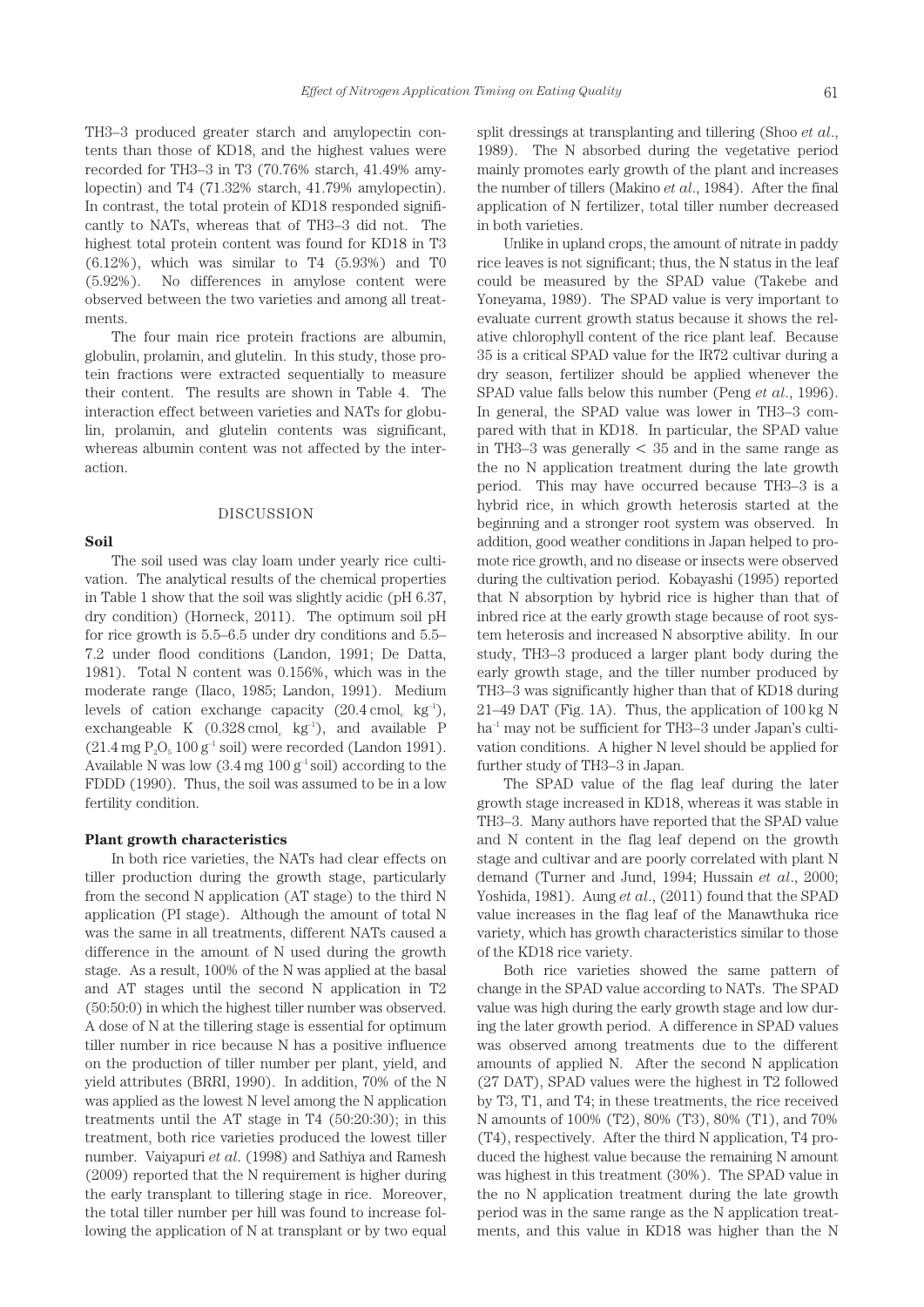TH3–3 produced greater starch and amylopectin contents than those of KD18, and the highest values were recorded for TH3–3 in T3 (70.76% starch, 41.49% amylopectin) and T4 (71.32% starch, 41.79% amylopectin). In contrast, the total protein of KD18 responded significantly to NATs, whereas that of TH3–3 did not. The highest total protein content was found for KD18 in T3 (6.12%), which was similar to T4 (5.93%) and T0 (5.92%). No differences in amylose content were observed between the two varieties and among all treatments.

The four main rice protein fractions are albumin, globulin, prolamin, and glutelin. In this study, those protein fractions were extracted sequentially to measure their content. The results are shown in Table 4. The interaction effect between varieties and NATs for globulin, prolamin, and glutelin contents was significant, whereas albumin content was not affected by the interaction.

## DISCUSSION

### Soil

The soil used was clay loam under yearly rice cultivation. The analytical results of the chemical properties in Table 1 show that the soil was slightly acidic (pH 6.37, dry condition) (Horneck, 2011). The optimum soil pH for rice growth is 5.5–6.5 under dry conditions and 5.5–7.2 under flood conditions (Landon, 1991; De Datta, 1981). Total N content was 0.156%, which was in the moderate range (Ilaco, 1985; Landon, 1991). Medium levels of cation exchange capacity (20.4 $cmol_c$ $kg^{-1}$), exchangeable K (0.328 $cmol_c$ $kg^{-1}$), and available P (21.4 mg $P_2O_5$ 100 $g^{-1}$ soil) were recorded (Landon 1991). Available N was low (3.4 mg 100 $g^{-1}$ soil) according to the FDDD (1990). Thus, the soil was assumed to be in a low fertility condition.

### Plant growth characteristics

In both rice varieties, the NATs had clear effects on tiller production during the growth stage, particularly from the second N application (AT stage) to the third N application (PI stage). Although the amount of total N was the same in all treatments, different NATs caused a difference in the amount of N used during the growth stage. As a result, 100% of the N was applied at the basal and AT stages until the second N application in T2 (50:50:0) in which the highest tiller number was observed. A dose of N at the tillering stage is essential for optimum tiller number in rice because N has a positive influence on the production of tiller number per plant, yield, and yield attributes (BRRI, 1990). In addition, 70% of the N was applied as the lowest N level among the N application treatments until the AT stage in T4 (50:20:30); in this treatment, both rice varieties produced the lowest tiller number. Vaiyapuri *et al.* (1998) and Sathiya and Ramesh (2009) reported that the N requirement is higher during the early transplant to tillering stage in rice. Moreover, the total tiller number per hill was found to increase following the application of N at transplant or by two equal split dressings at transplanting and tillering (Shoo *et al.*, 1989). The N absorbed during the vegetative period mainly promotes early growth of the plant and increases the number of tillers (Makino *et al.*, 1984). After the final application of N fertilizer, total tiller number decreased in both varieties.

Unlike in upland crops, the amount of nitrate in paddy rice leaves is not significant; thus, the N status in the leaf could be measured by the SPAD value (Takebe and Yoneyama, 1989). The SPAD value is very important to evaluate current growth status because it shows the relative chlorophyll content of the rice plant leaf. Because 35 is a critical SPAD value for the IR72 cultivar during a dry season, fertilizer should be applied whenever the SPAD value falls below this number (Peng *et al.*, 1996). In general, the SPAD value was lower in TH3–3 compared with that in KD18. In particular, the SPAD value in TH3–3 was generally $< 35$ and in the same range as the no N application treatment during the late growth period. This may have occurred because TH3–3 is a hybrid rice, in which growth heterosis started at the beginning and a stronger root system was observed. In addition, good weather conditions in Japan helped to promote rice growth, and no disease or insects were observed during the cultivation period. Kobayashi (1995) reported that N absorption by hybrid rice is higher than that of inbred rice at the early growth stage because of root system heterosis and increased N absorptive ability. In our study, TH3–3 produced a larger plant body during the early growth stage, and the tiller number produced by TH3–3 was significantly higher than that of KD18 during 21–49 DAT (Fig. 1A). Thus, the application of 100 kg N $ha^{-1}$ may not be sufficient for TH3–3 under Japan's cultivation conditions. A higher N level should be applied for further study of TH3–3 in Japan.

The SPAD value of the flag leaf during the later growth stage increased in KD18, whereas it was stable in TH3–3. Many authors have reported that the SPAD value and N content in the flag leaf depend on the growth stage and cultivar and are poorly correlated with plant N demand (Turner and Jund, 1994; Hussain *et al.*, 2000; Yoshida, 1981). Aung *et al.*, (2011) found that the SPAD value increases in the flag leaf of the Manawthuka rice variety, which has growth characteristics similar to those of the KD18 rice variety.

Both rice varieties showed the same pattern of change in the SPAD value according to NATs. The SPAD value was high during the early growth stage and low during the later growth period. A difference in SPAD values was observed among treatments due to the different amounts of applied N. After the second N application (27 DAT), SPAD values were the highest in T2 followed by T3, T1, and T4; in these treatments, the rice received N amounts of 100% (T2), 80% (T3), 80% (T1), and 70% (T4), respectively. After the third N application, T4 produced the highest value because the remaining N amount was highest in this treatment (30%). The SPAD value in the no N application treatment during the late growth period was in the same range as the N application treatments, and this value in KD18 was higher than the N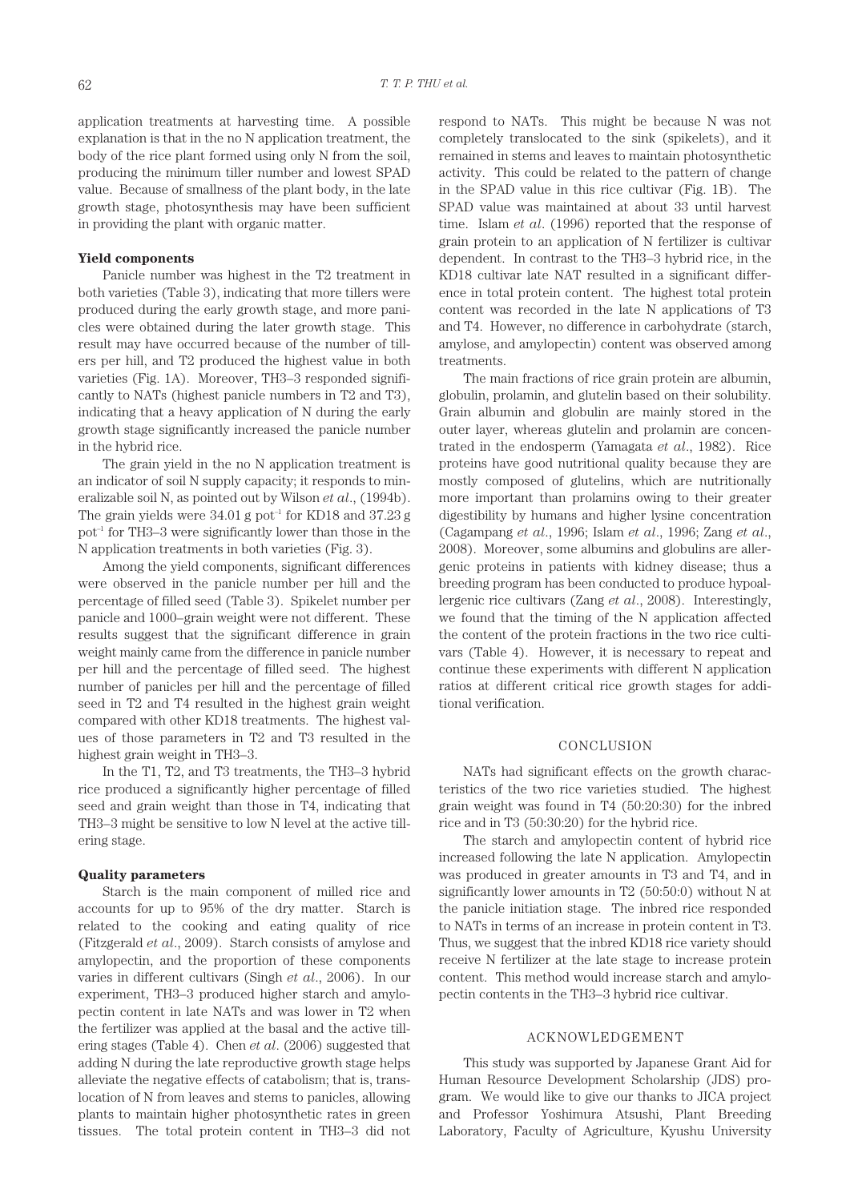application treatments at harvesting time. A possible explanation is that in the no N application treatment, the body of the rice plant formed using only N from the soil, producing the minimum tiller number and lowest SPAD value. Because of smallness of the plant body, in the late growth stage, photosynthesis may have been sufficient in providing the plant with organic matter.

### Yield components

Panicle number was highest in the T2 treatment in both varieties (Table 3), indicating that more tillers were produced during the early growth stage, and more panicles were obtained during the later growth stage. This result may have occurred because of the number of tillers per hill, and T2 produced the highest value in both varieties (Fig. 1A). Moreover, TH3–3 responded significantly to NATs (highest panicle numbers in T2 and T3), indicating that a heavy application of N during the early growth stage significantly increased the panicle number in the hybrid rice.

The grain yield in the no N application treatment is an indicator of soil N supply capacity; it responds to mineralizable soil N, as pointed out by Wilson *et al*., (1994b). The grain yields were 34.01 g pot$^{-1}$ for KD18 and 37.23 g pot$^{-1}$ for TH3–3 were significantly lower than those in the N application treatments in both varieties (Fig. 3).

Among the yield components, significant differences were observed in the panicle number per hill and the percentage of filled seed (Table 3). Spikelet number per panicle and 1000–grain weight were not different. These results suggest that the significant difference in grain weight mainly came from the difference in panicle number per hill and the percentage of filled seed. The highest number of panicles per hill and the percentage of filled seed in T2 and T4 resulted in the highest grain weight compared with other KD18 treatments. The highest values of those parameters in T2 and T3 resulted in the highest grain weight in TH3–3.

In the T1, T2, and T3 treatments, the TH3–3 hybrid rice produced a significantly higher percentage of filled seed and grain weight than those in T4, indicating that TH3–3 might be sensitive to low N level at the active tillering stage.

### Quality parameters

Starch is the main component of milled rice and accounts for up to 95% of the dry matter. Starch is related to the cooking and eating quality of rice (Fitzgerald *et al*., 2009). Starch consists of amylose and amylopectin, and the proportion of these components varies in different cultivars (Singh *et al*., 2006). In our experiment, TH3–3 produced higher starch and amylopectin content in late NATs and was lower in T2 when the fertilizer was applied at the basal and the active tillering stages (Table 4). Chen *et al*. (2006) suggested that adding N during the late reproductive growth stage helps alleviate the negative effects of catabolism; that is, translocation of N from leaves and stems to panicles, allowing plants to maintain higher photosynthetic rates in green tissues. The total protein content in TH3–3 did not respond to NATs. This might be because N was not completely translocated to the sink (spikelets), and it remained in stems and leaves to maintain photosynthetic activity. This could be related to the pattern of change in the SPAD value in this rice cultivar (Fig. 1B). The SPAD value was maintained at about 33 until harvest time. Islam *et al*. (1996) reported that the response of grain protein to an application of N fertilizer is cultivar dependent. In contrast to the TH3–3 hybrid rice, in the KD18 cultivar late NAT resulted in a significant difference in total protein content. The highest total protein content was recorded in the late N applications of T3 and T4. However, no difference in carbohydrate (starch, amylose, and amylopectin) content was observed among treatments.

The main fractions of rice grain protein are albumin, globulin, prolamin, and glutelin based on their solubility. Grain albumin and globulin are mainly stored in the outer layer, whereas glutelin and prolamin are concentrated in the endosperm (Yamagata *et al*., 1982). Rice proteins have good nutritional quality because they are mostly composed of glutelins, which are nutritionally more important than prolamins owing to their greater digestibility by humans and higher lysine concentration (Cagampang *et al*., 1996; Islam *et al*., 1996; Zang *et al*., 2008). Moreover, some albumins and globulins are allergenic proteins in patients with kidney disease; thus a breeding program has been conducted to produce hypoallergenic rice cultivars (Zang *et al*., 2008). Interestingly, we found that the timing of the N application affected the content of the protein fractions in the two rice cultivars (Table 4). However, it is necessary to repeat and continue these experiments with different N application ratios at different critical rice growth stages for additional verification.

## CONCLUSION

NATs had significant effects on the growth characteristics of the two rice varieties studied. The highest grain weight was found in T4 (50:20:30) for the inbred rice and in T3 (50:30:20) for the hybrid rice.

The starch and amylopectin content of hybrid rice increased following the late N application. Amylopectin was produced in greater amounts in T3 and T4, and in significantly lower amounts in T2 (50:50:0) without N at the panicle initiation stage. The inbred rice responded to NATs in terms of an increase in protein content in T3. Thus, we suggest that the inbred KD18 rice variety should receive N fertilizer at the late stage to increase protein content. This method would increase starch and amylopectin contents in the TH3–3 hybrid rice cultivar.

## ACKNOWLEDGEMENT

This study was supported by Japanese Grant Aid for Human Resource Development Scholarship (JDS) program. We would like to give our thanks to JICA project and Professor Yoshimura Atsushi, Plant Breeding Laboratory, Faculty of Agriculture, Kyushu University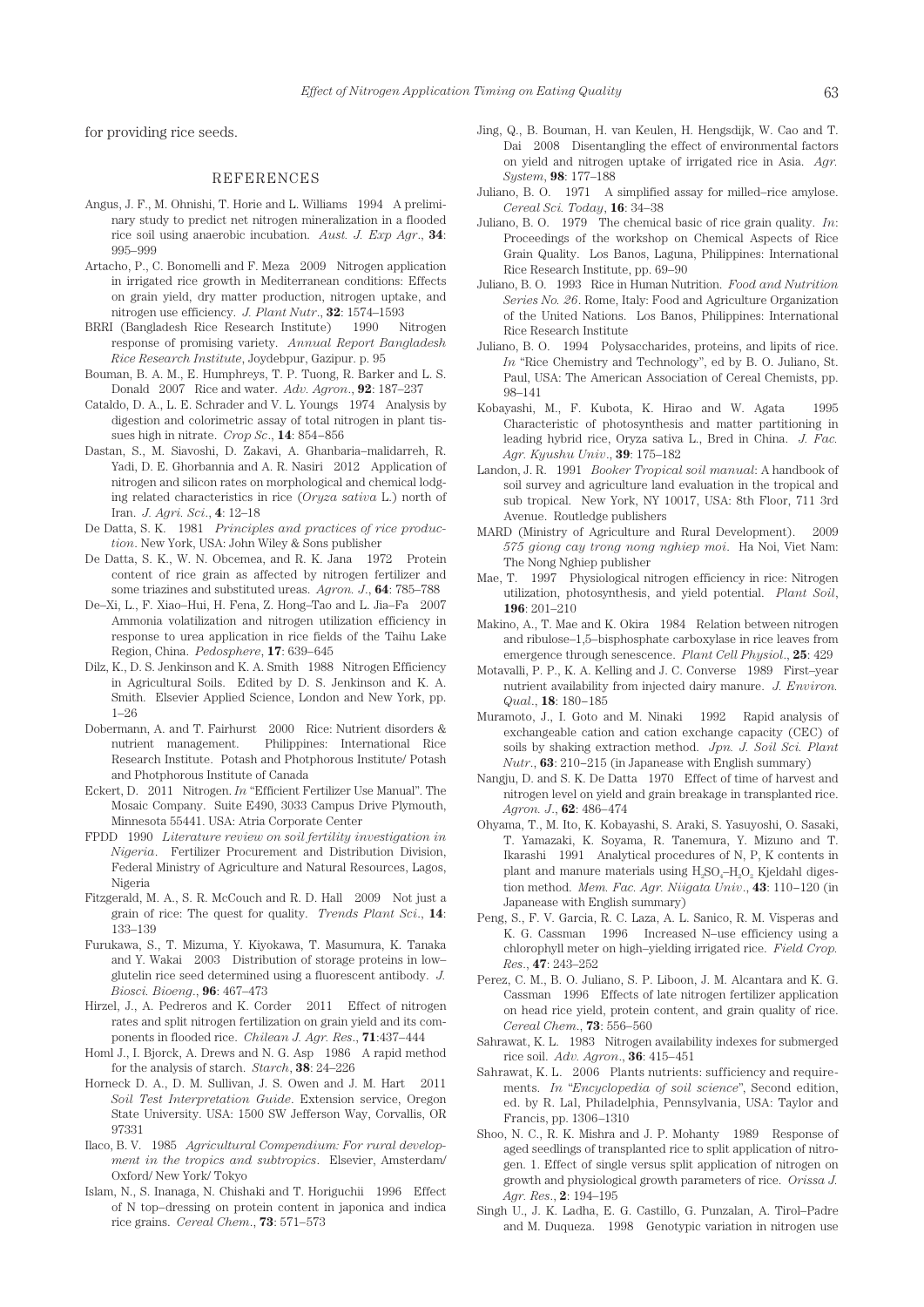for providing rice seeds.

## REFERENCES

Angus, J. F., M. Ohnishi, T. Horie and L. Williams 1994 A preliminary study to predict net nitrogen mineralization in a flooded rice soil using anaerobic incubation. *Aust. J. Exp Agr*., **34**: 995–999

Artacho, P., C. Bonomelli and F. Meza 2009 Nitrogen application in irrigated rice growth in Mediterranean conditions: Effects on grain yield, dry matter production, nitrogen uptake, and nitrogen use efficiency. *J. Plant Nutr*., **32**: 1574–1593

BRRI (Bangladesh Rice Research Institute) 1990 Nitrogen response of promising variety. *Annual Report Bangladesh Rice Research Institute*, Joydebpur, Gazipur. p. 95

Bouman, B. A. M., E. Humphreys, T. P. Tuong, R. Barker and L. S. Donald 2007 Rice and water. *Adv. Agron*., **92**: 187–237

Cataldo, D. A., L. E. Schrader and V. L. Youngs 1974 Analysis by digestion and colorimetric assay of total nitrogen in plant tissues high in nitrate. *Crop Sc*., **14**: 854–856

Dastan, S., M. Siavoshi, D. Zakavi, A. Ghanbaria–malidarreh, R. Yadi, D. E. Ghorbannia and A. R. Nasiri 2012 Application of nitrogen and silicon rates on morphological and chemical lodging related characteristics in rice (*Oryza sativa* L.) north of Iran. *J. Agri. Sci*., **4**: 12–18

De Datta, S. K. 1981 *Principles and practices of rice production*. New York, USA: John Wiley & Sons publisher

De Datta, S. K., W. N. Obcemea, and R. K. Jana 1972 Protein content of rice grain as affected by nitrogen fertilizer and some triazines and substituted ureas. *Agron. J*., **64**: 785–788

De–Xi, L., F. Xiao–Hui, H. Fena, Z. Hong–Tao and L. Jia–Fa 2007 Ammonia volatilization and nitrogen utilization efficiency in response to urea application in rice fields of the Taihu Lake Region, China. *Pedosphere*, **17**: 639–645

Dilz, K., D. S. Jenkinson and K. A. Smith 1988 Nitrogen Efficiency in Agricultural Soils. Edited by D. S. Jenkinson and K. A. Smith. Elsevier Applied Science, London and New York, pp. 1–26

Dobermann, A. and T. Fairhurst 2000 Rice: Nutrient disorders & nutrient management. Philippines: International Rice Research Institute. Potash and Photphorous Institute/ Potash and Photphorous Institute of Canada

Eckert, D. 2011 Nitrogen. *In* "Efficient Fertilizer Use Manual". The Mosaic Company. Suite E490, 3033 Campus Drive Plymouth, Minnesota 55441. USA: Atria Corporate Center

FPDD 1990 *Literature review on soil fertility investigation in Nigeria*. Fertilizer Procurement and Distribution Division, Federal Ministry of Agriculture and Natural Resources, Lagos, Nigeria

Fitzgerald, M. A., S. R. McCouch and R. D. Hall 2009 Not just a grain of rice: The quest for quality. *Trends Plant Sci*., **14**: 133–139

Furukawa, S., T. Mizuma, Y. Kiyokawa, T. Masumura, K. Tanaka and Y. Wakai 2003 Distribution of storage proteins in low–glutelin rice seed determined using a fluorescent antibody. *J. Biosci. Bioeng*., **96**: 467–473

Hirzel, J., A. Pedreros and K. Corder 2011 Effect of nitrogen rates and split nitrogen fertilization on grain yield and its components in flooded rice. *Chilean J. Agr. Res*., **71**:437–444

Homl J., I. Bjorck, A. Drews and N. G. Asp 1986 A rapid method for the analysis of starch. *Starch*, **38**: 24–226

Horneck D. A., D. M. Sullivan, J. S. Owen and J. M. Hart 2011 *Soil Test Interpretation Guide*. Extension service, Oregon State University. USA: 1500 SW Jefferson Way, Corvallis, OR 97331

Ilaco, B. V. 1985 *Agricultural Compendium: For rural development in the tropics and subtropics*. Elsevier, Amsterdam/ Oxford/ New York/ Tokyo

Islam, N., S. Inanaga, N. Chishaki and T. Horiguchii 1996 Effect of N top–dressing on protein content in japonica and indica rice grains. *Cereal Chem*., **73**: 571–573

Jing, Q., B. Bouman, H. van Keulen, H. Hengsdijk, W. Cao and T. Dai 2008 Disentangling the effect of environmental factors on yield and nitrogen uptake of irrigated rice in Asia. *Agr. System*, **98**: 177–188

Juliano, B. O. 1971 A simplified assay for milled–rice amylose. *Cereal Sci. Today*, **16**: 34–38

Juliano, B. O. 1979 The chemical basic of rice grain quality. *In*: Proceedings of the workshop on Chemical Aspects of Rice Grain Quality. Los Banos, Laguna, Philippines: International Rice Research Institute, pp. 69–90

Juliano, B. O. 1993 Rice in Human Nutrition. *Food and Nutrition Series No. 26*. Rome, Italy: Food and Agriculture Organization of the United Nations. Los Banos, Philippines: International Rice Research Institute

Juliano, B. O. 1994 Polysaccharides, proteins, and lipits of rice. *In* "Rice Chemistry and Technology", ed by B. O. Juliano, St. Paul, USA: The American Association of Cereal Chemists, pp. 98–141

Kobayashi, M., F. Kubota, K. Hirao and W. Agata 1995 Characteristic of photosynthesis and matter partitioning in leading hybrid rice, Oryza sativa L., Bred in China. *J. Fac. Agr. Kyushu Univ*., **39**: 175–182

Landon, J. R. 1991 *Booker Tropical soil manual*: A handbook of soil survey and agriculture land evaluation in the tropical and sub tropical. New York, NY 10017, USA: 8th Floor, 711 3rd Avenue. Routledge publishers

MARD (Ministry of Agriculture and Rural Development). 2009 *575 giong cay trong nong nghiep moi*. Ha Noi, Viet Nam: The Nong Nghiep publisher

Mae, T. 1997 Physiological nitrogen efficiency in rice: Nitrogen utilization, photosynthesis, and yield potential. *Plant Soil*, **196**: 201–210

Makino, A., T. Mae and K. Okira 1984 Relation between nitrogen and ribulose–1,5–bisphosphate carboxylase in rice leaves from emergence through senescence. *Plant Cell Physiol*., **25**: 429

Motavalli, P. P., K. A. Kelling and J. C. Converse 1989 First–year nutrient availability from injected dairy manure. *J. Environ. Qual*., **18**: 180–185

Muramoto, J., I. Goto and M. Ninaki 1992 Rapid analysis of exchangeable cation and cation exchange capacity (CEC) of soils by shaking extraction method. *Jpn. J. Soil Sci. Plant Nutr*., **63**: 210–215 (in Japanese with English summary)

Nangju, D. and S. K. De Datta 1970 Effect of time of harvest and nitrogen level on yield and grain breakage in transplanted rice. *Agron. J*., **62**: 486–474

Ohyama, T., M. Ito, K. Kobayashi, S. Araki, S. Yasuyoshi, O. Sasaki, T. Yamazaki, K. Soyama, R. Tanemura, Y. Mizuno and T. Ikarashi 1991 Analytical procedures of N, P, K contents in plant and manure materials using $H_2SO_4$–$H_2O_2$ Kjeldahl digestion method. *Mem. Fac. Agr. Niigata Univ*., **43**: 110–120 (in Japanese with English summary)

Peng, S., F. V. Garcia, R. C. Laza, A. L. Sanico, R. M. Visperas and K. G. Cassman 1996 Increased N–use efficiency using a chlorophyll meter on high–yielding irrigated rice. *Field Crop. Res*., **47**: 243–252

Perez, C. M., B. O. Juliano, S. P. Liboon, J. M. Alcantara and K. G. Cassman 1996 Effects of late nitrogen fertilizer application on head rice yield, protein content, and grain quality of rice. *Cereal Chem*., **73**: 556–560

Sahrawat, K. L. 1983 Nitrogen availability indexes for submerged rice soil. *Adv. Agron*., **36**: 415–451

Sahrawat, K. L. 2006 Plants nutrients: sufficiency and requirements. *In* "*Encyclopedia of soil science*", Second edition, ed. by R. Lal, Philadelphia, Pennsylvania, USA: Taylor and Francis, pp. 1306–1310

Shoo, N. C., R. K. Mishra and J. P. Mohanty 1989 Response of aged seedlings of transplanted rice to split application of nitrogen. 1. Effect of single versus split application of nitrogen on growth and physiological growth parameters of rice. *Orissa J. Agr. Res*., **2**: 194–195

Singh U., J. K. Ladha, E. G. Castillo, G. Punzalan, A. Tirol–Padre and M. Duqueza. 1998 Genotypic variation in nitrogen use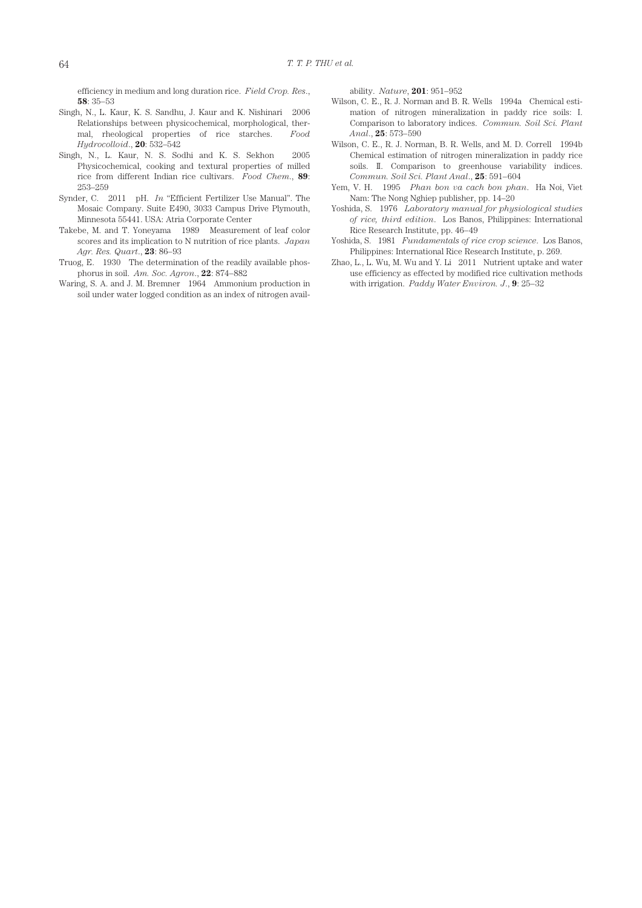efficiency in medium and long duration rice. *Field Crop. Res.*, **58**: 35–53

Singh, N., L. Kaur, K. S. Sandhu, J. Kaur and K. Nishinari 2006 Relationships between physicochemical, morphological, thermal, rheological properties of rice starches. *Food Hydrocolloid.*, **20**: 532–542

Singh, N., L. Kaur, N. S. Sodhi and K. S. Sekhon 2005 Physicochemical, cooking and textural properties of milled rice from different Indian rice cultivars. *Food Chem.*, **89**: 253–259

Synder, C. 2011 pH. *In* "Efficient Fertilizer Use Manual". The Mosaic Company. Suite E490, 3033 Campus Drive Plymouth, Minnesota 55441. USA: Atria Corporate Center

Takebe, M. and T. Yoneyama 1989 Measurement of leaf color scores and its implication to N nutrition of rice plants. *Japan Agr. Res. Quart.*, **23**: 86–93

Truog, E. 1930 The determination of the readily available phosphorus in soil. *Am. Soc. Agron.*, **22**: 874–882

Waring, S. A. and J. M. Bremner 1964 Ammonium production in soil under water logged condition as an index of nitrogen availability. *Nature*, **201**: 951–952

Wilson, C. E., R. J. Norman and B. R. Wells 1994a Chemical estimation of nitrogen mineralization in paddy rice soils: I. Comparison to laboratory indices. *Commun. Soil Sci. Plant Anal.*, **25**: 573–590

Wilson, C. E., R. J. Norman, B. R. Wells, and M. D. Correll 1994b Chemical estimation of nitrogen mineralization in paddy rice soils. II. Comparison to greenhouse variability indices. *Commun. Soil Sci. Plant Anal.*, **25**: 591–604

Yem, V. H. 1995 *Phan bon va cach bon phan*. Ha Noi, Viet Nam: The Nong Nghiep publisher, pp. 14–20

Yoshida, S. 1976 *Laboratory manual for physiological studies of rice, third edition*. Los Banos, Philippines: International Rice Research Institute, pp. 46–49

Yoshida, S. 1981 *Fundamentals of rice crop science*. Los Banos, Philippines: International Rice Research Institute, p. 269.

Zhao, L., L. Wu, M. Wu and Y. Li 2011 Nutrient uptake and water use efficiency as effected by modified rice cultivation methods with irrigation. *Paddy Water Environ. J.*, **9**: 25–32